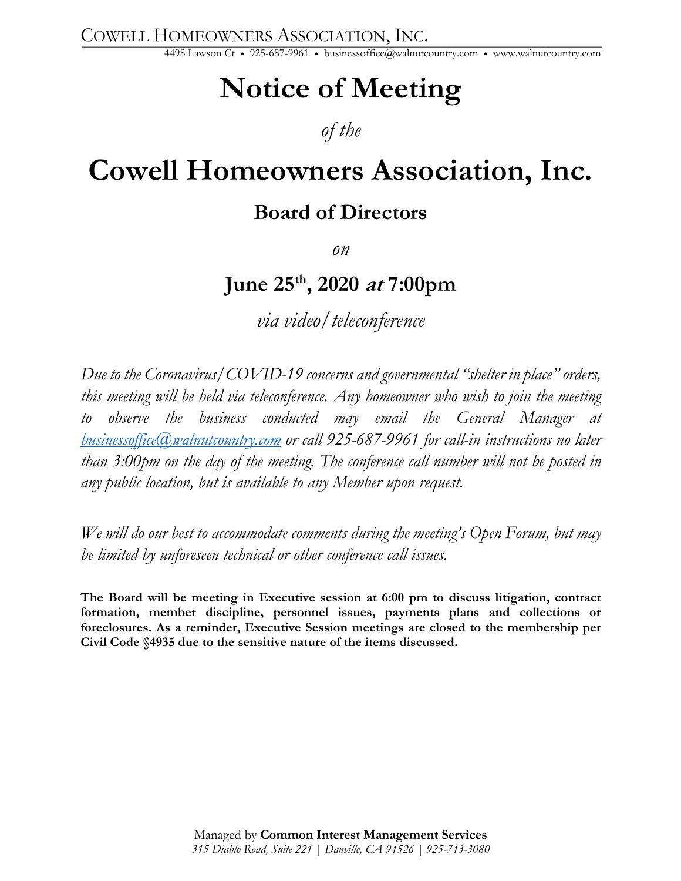COWELL HOMEOWNERS ASSOCIATION, INC.

4498 Lawson Ct • 925-687-9961 • businessoffice@walnutcountry.com • www.walnutcountry.com

# Notice of Meeting

*of the*

# Cowell Homeowners Association, Inc.

## Board of Directors

*on*

## June 25th, 2020 *at* 7:00pm

*via video/teleconference*

*Due to the Coronavirus/COVID-19 concerns and governmental "shelter in place" orders, this meeting will be held via teleconference. Any homeowner who wish to join the meeting to observe the business conducted may email the General Manager at businessoffice@walnutcountry.com or call 925-687-9961 for call-in instructions no later than 3:00pm on the day of the meeting. The conference call number will not be posted in any public location, but is available to any Member upon request.*

*We will do our best to accommodate comments during the meeting's Open Forum, but may be limited by unforeseen technical or other conference call issues.*

**The Board will be meeting in Executive session at 6:00 pm to discuss litigation, contract formation, member discipline, personnel issues, payments plans and collections or foreclosures. As a reminder, Executive Session meetings are closed to the membership per Civil Code §4935 due to the sensitive nature of the items discussed.**

Managed by **Common Interest Management Services**
*315 Diablo Road, Suite 221 | Danville, CA 94526 | 925-743-3080*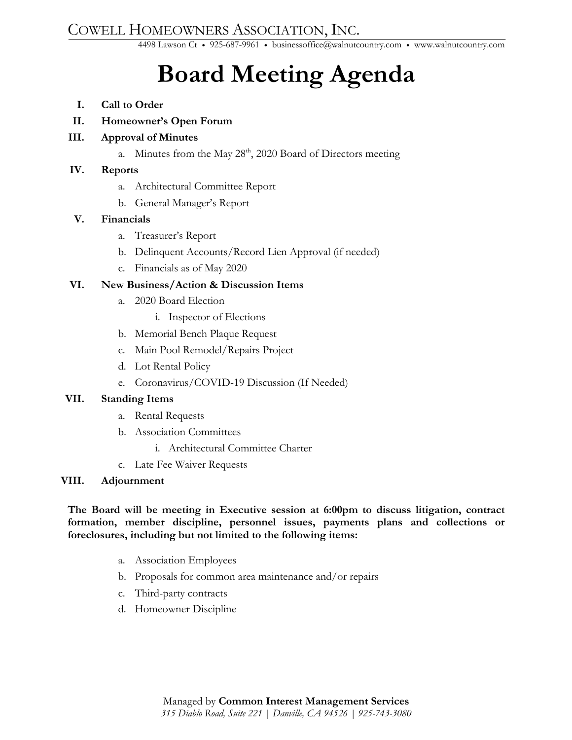COWELL HOMEOWNERS ASSOCIATION, INC.

4498 Lawson Ct • 925-687-9961 • businessoffice@walnutcountry.com • www.walnutcountry.com

# Board Meeting Agenda

I. **Call to Order**

II. **Homeowner's Open Forum**

III. **Approval of Minutes**

  a. Minutes from the May 28th, 2020 Board of Directors meeting

IV. **Reports**

  a. Architectural Committee Report

  b. General Manager's Report

V. **Financials**

  a. Treasurer's Report

  b. Delinquent Accounts/Record Lien Approval (if needed)

  c. Financials as of May 2020

VI. **New Business/Action & Discussion Items**

  a. 2020 Board Election

    i. Inspector of Elections

  b. Memorial Bench Plaque Request

  c. Main Pool Remodel/Repairs Project

  d. Lot Rental Policy

  e. Coronavirus/COVID-19 Discussion (If Needed)

VII. **Standing Items**

  a. Rental Requests

  b. Association Committees

    i. Architectural Committee Charter

  c. Late Fee Waiver Requests

VIII. **Adjournment**

**The Board will be meeting in Executive session at 6:00pm to discuss litigation, contract formation, member discipline, personnel issues, payments plans and collections or foreclosures, including but not limited to the following items:**

  a. Association Employees

  b. Proposals for common area maintenance and/or repairs

  c. Third-party contracts

  d. Homeowner Discipline

Managed by **Common Interest Management Services**

*315 Diablo Road, Suite 221 | Danville, CA 94526 | 925-743-3080*